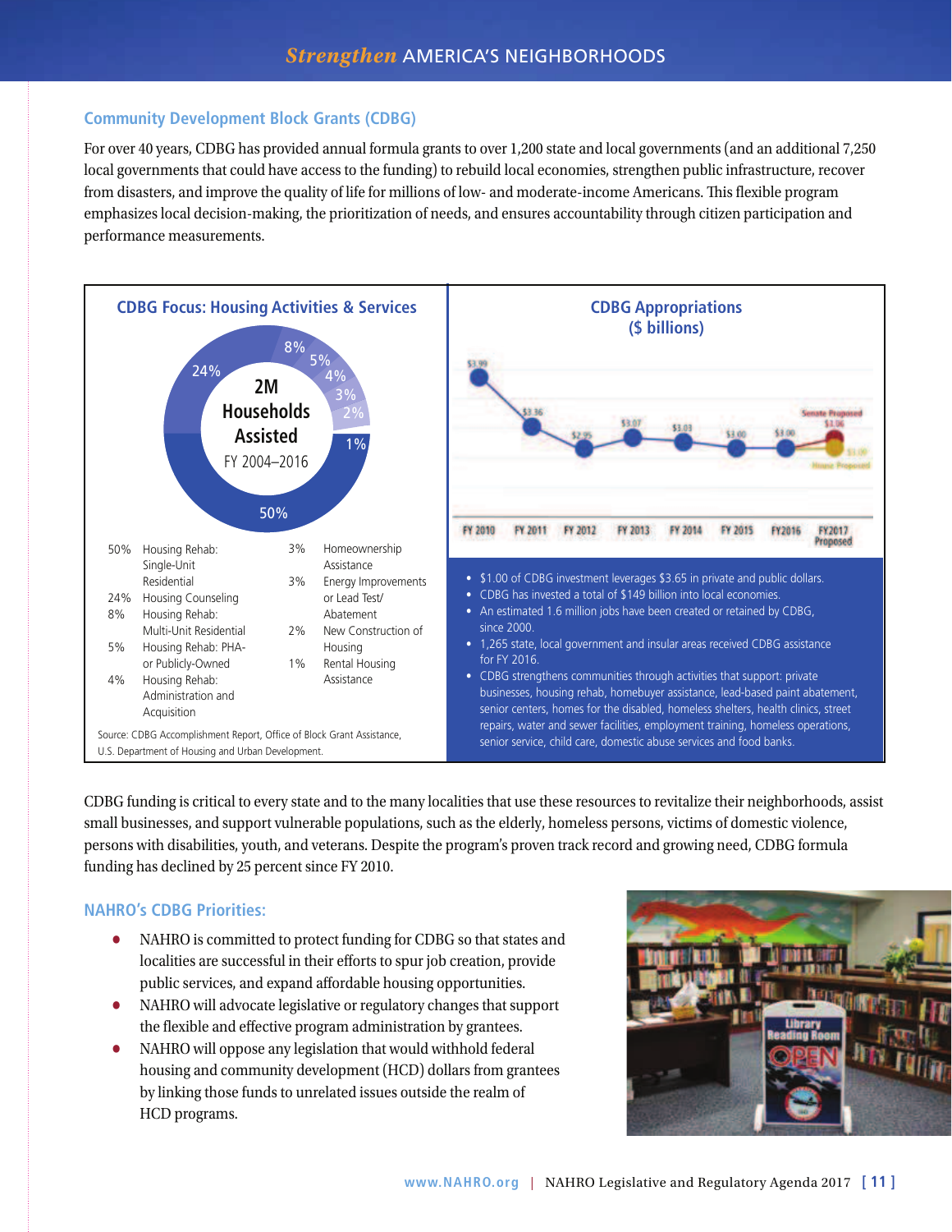## Community Development Block Grants (CDBG)

For over 40 years, CDBG has provided annual formula grants to over 1,200 state and local governments (and an additional 7,250 local governments that could have access to the funding) to rebuild local economies, strengthen public infrastructure, recover from disasters, and improve the quality of life for millions of low- and moderate-income Americans. This flexible program emphasizes local decision-making, the prioritization of needs, and ensures accountability through citizen participation and performance measurements.

### CDBG Focus: Housing Activities & Services

**2M Households Assisted**
FY 2004–2016

| % | Activity |
|---|---|
| 50% | Housing Rehab: Single-Unit Residential |
| 24% | Housing Counseling |
| 8% | Housing Rehab: Multi-Unit Residential |
| 5% | Housing Rehab: PHA- or Publicly-Owned |
| 4% | Housing Rehab: Administration and Acquisition |
| 3% | Homeownership Assistance |
| 3% | Energy Improvements or Lead Test/ Abatement |
| 2% | New Construction of Housing |
| 1% | Rental Housing Assistance |

Source: CDBG Accomplishment Report, Office of Block Grant Assistance, U.S. Department of Housing and Urban Development.

### CDBG Appropriations ($ billions)

| FY 2010 | FY 2011 | FY 2012 | FY 2013 | FY 2014 | FY 2015 | FY2016 | FY2017 Proposed |
|---|---|---|---|---|---|---|---|
| $3.99 | $3.36 | $2.95 | $3.07 | $3.03 | $3.00 | $3.00 | Senate Proposed $3.06; House Proposed $3.00 |

- $1.00 of CDBG investment leverages $3.65 in private and public dollars.
- CDBG has invested a total of $149 billion into local economies.
- An estimated 1.6 million jobs have been created or retained by CDBG, since 2000.
- 1,265 state, local government and insular areas received CDBG assistance for FY 2016.
- CDBG strengthens communities through activities that support: private businesses, housing rehab, homebuyer assistance, lead-based paint abatement, senior centers, homes for the disabled, homeless shelters, health clinics, street repairs, water and sewer facilities, employment training, homeless operations, senior service, child care, domestic abuse services and food banks.

CDBG funding is critical to every state and to the many localities that use these resources to revitalize their neighborhoods, assist small businesses, and support vulnerable populations, such as the elderly, homeless persons, victims of domestic violence, persons with disabilities, youth, and veterans. Despite the program's proven track record and growing need, CDBG formula funding has declined by 25 percent since FY 2010.

## NAHRO's CDBG Priorities:

- NAHRO is committed to protect funding for CDBG so that states and localities are successful in their efforts to spur job creation, provide public services, and expand affordable housing opportunities.
- NAHRO will advocate legislative or regulatory changes that support the flexible and effective program administration by grantees.
- NAHRO will oppose any legislation that would withhold federal housing and community development (HCD) dollars from grantees by linking those funds to unrelated issues outside the realm of HCD programs.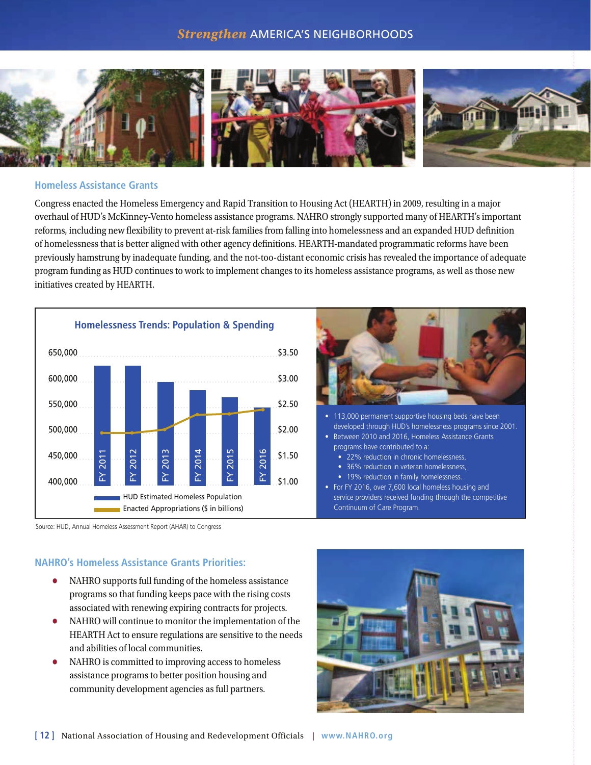## *Strengthen* AMERICA'S NEIGHBORHOODS

### Homeless Assistance Grants

Congress enacted the Homeless Emergency and Rapid Transition to Housing Act (HEARTH) in 2009, resulting in a major overhaul of HUD's McKinney-Vento homeless assistance programs. NAHRO strongly supported many of HEARTH's important reforms, including new flexibility to prevent at-risk families from falling into homelessness and an expanded HUD definition of homelessness that is better aligned with other agency definitions. HEARTH-mandated programmatic reforms have been previously hamstrung by inadequate funding, and the not-too-distant economic crisis has revealed the importance of adequate program funding as HUD continues to work to implement changes to its homeless assistance programs, as well as those new initiatives created by HEARTH.

**Homelessness Trends: Population & Spending**

650,000
600,000
550,000
500,000
450,000
400,000

$3.50
$3.00
$2.50
$2.00
$1.50
$1.00

FY 2011
FY 2012
FY 2013
FY 2014
FY 2015
FY 2016

HUD Estimated Homeless Population
Enacted Appropriations ($ in billions)

Source: HUD, Annual Homeless Assessment Report (AHAR) to Congress

- 113,000 permanent supportive housing beds have been developed through HUD's homelessness programs since 2001.
- Between 2010 and 2016, Homeless Assistance Grants programs have contributed to a:
  - 22% reduction in chronic homelessness,
  - 36% reduction in veteran homelessness,
  - 19% reduction in family homelessness.
- For FY 2016, over 7,600 local homeless housing and service providers received funding through the competitive Continuum of Care Program.

### NAHRO's Homeless Assistance Grants Priorities:

- NAHRO supports full funding of the homeless assistance programs so that funding keeps pace with the rising costs associated with renewing expiring contracts for projects.
- NAHRO will continue to monitor the implementation of the HEARTH Act to ensure regulations are sensitive to the needs and abilities of local communities.
- NAHRO is committed to improving access to homeless assistance programs to better position housing and community development agencies as full partners.